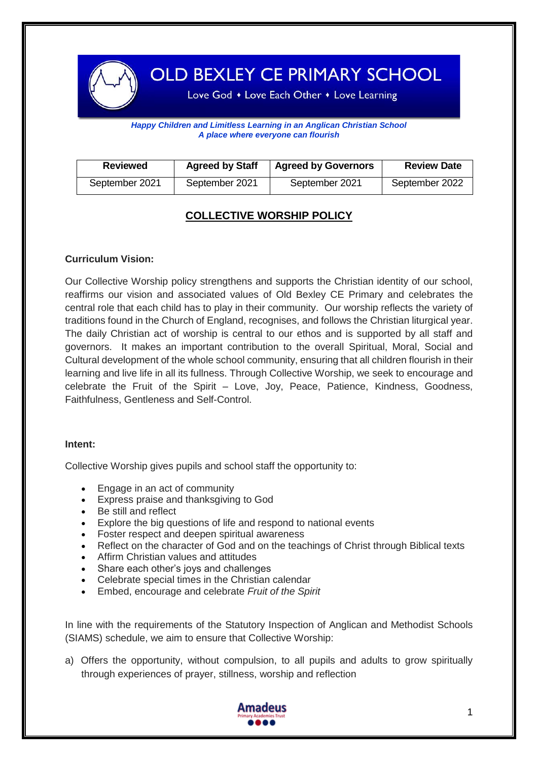# OLD BEXLEY CE PRIMARY SCHOOL

Love God • Love Each Other • Love Learning

***Happy Children and Limitless Learning in an Anglican Christian School***
***A place where everyone can flourish***

| Reviewed | Agreed by Staff | Agreed by Governors | Review Date |
|---|---|---|---|
| September 2021 | September 2021 | September 2021 | September 2022 |

## COLLECTIVE WORSHIP POLICY

**Curriculum Vision:**

Our Collective Worship policy strengthens and supports the Christian identity of our school, reaffirms our vision and associated values of Old Bexley CE Primary and celebrates the central role that each child has to play in their community. Our worship reflects the variety of traditions found in the Church of England, recognises, and follows the Christian liturgical year. The daily Christian act of worship is central to our ethos and is supported by all staff and governors. It makes an important contribution to the overall Spiritual, Moral, Social and Cultural development of the whole school community, ensuring that all children flourish in their learning and live life in all its fullness. Through Collective Worship, we seek to encourage and celebrate the Fruit of the Spirit – Love, Joy, Peace, Patience, Kindness, Goodness, Faithfulness, Gentleness and Self-Control.

**Intent:**

Collective Worship gives pupils and school staff the opportunity to:

- Engage in an act of community
- Express praise and thanksgiving to God
- Be still and reflect
- Explore the big questions of life and respond to national events
- Foster respect and deepen spiritual awareness
- Reflect on the character of God and on the teachings of Christ through Biblical texts
- Affirm Christian values and attitudes
- Share each other's joys and challenges
- Celebrate special times in the Christian calendar
- Embed, encourage and celebrate *Fruit of the Spirit*

In line with the requirements of the Statutory Inspection of Anglican and Methodist Schools (SIAMS) schedule, we aim to ensure that Collective Worship:

a) Offers the opportunity, without compulsion, to all pupils and adults to grow spiritually through experiences of prayer, stillness, worship and reflection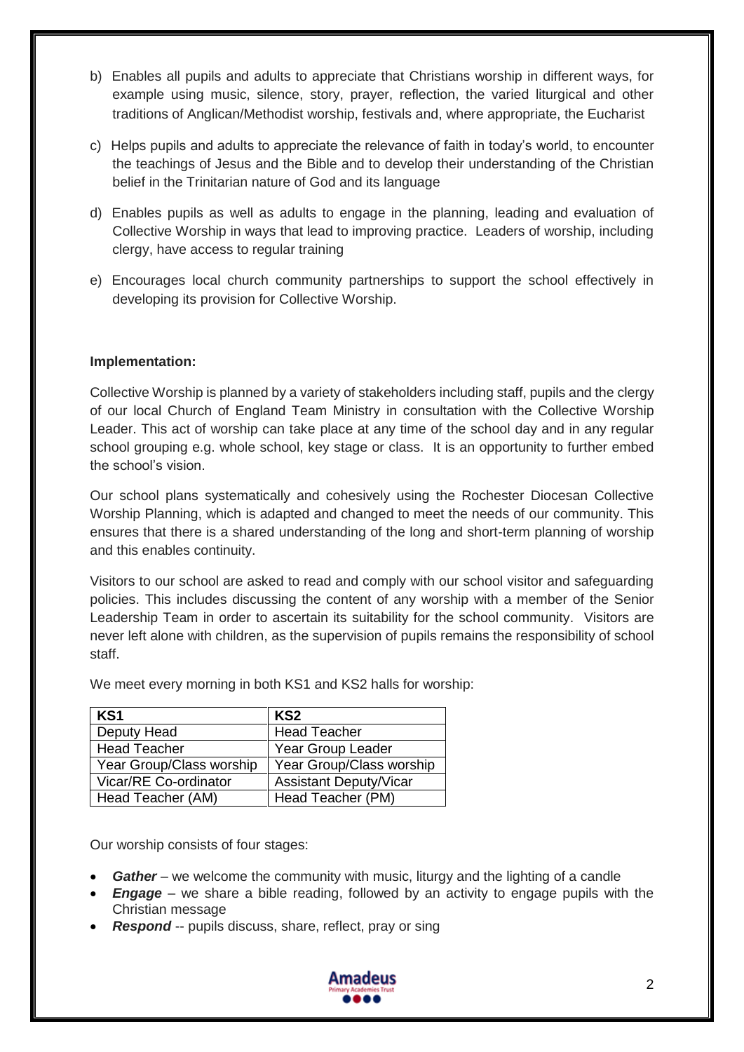b) Enables all pupils and adults to appreciate that Christians worship in different ways, for example using music, silence, story, prayer, reflection, the varied liturgical and other traditions of Anglican/Methodist worship, festivals and, where appropriate, the Eucharist

c) Helps pupils and adults to appreciate the relevance of faith in today's world, to encounter the teachings of Jesus and the Bible and to develop their understanding of the Christian belief in the Trinitarian nature of God and its language

d) Enables pupils as well as adults to engage in the planning, leading and evaluation of Collective Worship in ways that lead to improving practice. Leaders of worship, including clergy, have access to regular training

e) Encourages local church community partnerships to support the school effectively in developing its provision for Collective Worship.

**Implementation:**

Collective Worship is planned by a variety of stakeholders including staff, pupils and the clergy of our local Church of England Team Ministry in consultation with the Collective Worship Leader. This act of worship can take place at any time of the school day and in any regular school grouping e.g. whole school, key stage or class. It is an opportunity to further embed the school's vision.

Our school plans systematically and cohesively using the Rochester Diocesan Collective Worship Planning, which is adapted and changed to meet the needs of our community. This ensures that there is a shared understanding of the long and short-term planning of worship and this enables continuity.

Visitors to our school are asked to read and comply with our school visitor and safeguarding policies. This includes discussing the content of any worship with a member of the Senior Leadership Team in order to ascertain its suitability for the school community. Visitors are never left alone with children, as the supervision of pupils remains the responsibility of school staff.

We meet every morning in both KS1 and KS2 halls for worship:

| KS1 | KS2 |
| --- | --- |
| Deputy Head | Head Teacher |
| Head Teacher | Year Group Leader |
| Year Group/Class worship | Year Group/Class worship |
| Vicar/RE Co-ordinator | Assistant Deputy/Vicar |
| Head Teacher (AM) | Head Teacher (PM) |

Our worship consists of four stages:

- ***Gather*** – we welcome the community with music, liturgy and the lighting of a candle
- ***Engage*** – we share a bible reading, followed by an activity to engage pupils with the Christian message
- ***Respond*** -- pupils discuss, share, reflect, pray or sing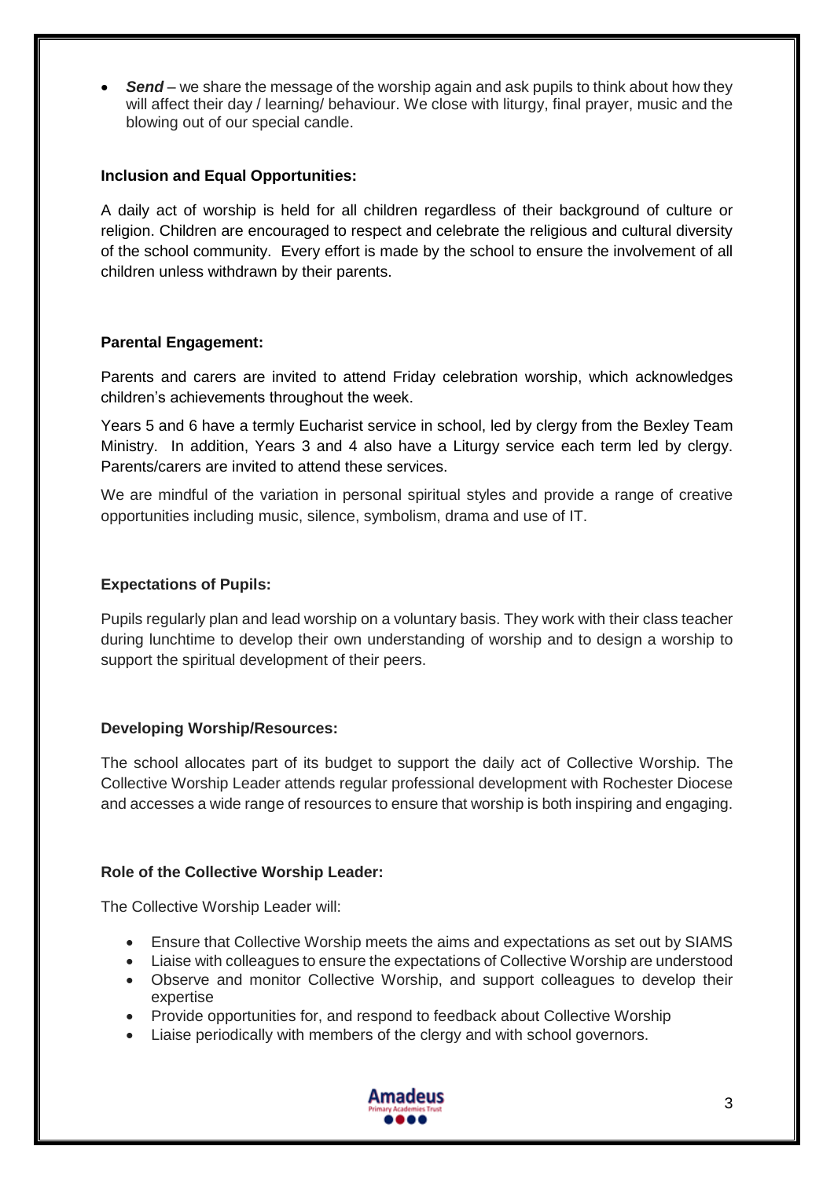- ***Send*** – we share the message of the worship again and ask pupils to think about how they will affect their day / learning/ behaviour. We close with liturgy, final prayer, music and the blowing out of our special candle.

**Inclusion and Equal Opportunities:**

A daily act of worship is held for all children regardless of their background of culture or religion. Children are encouraged to respect and celebrate the religious and cultural diversity of the school community. Every effort is made by the school to ensure the involvement of all children unless withdrawn by their parents.

**Parental Engagement:**

Parents and carers are invited to attend Friday celebration worship, which acknowledges children's achievements throughout the week.

Years 5 and 6 have a termly Eucharist service in school, led by clergy from the Bexley Team Ministry. In addition, Years 3 and 4 also have a Liturgy service each term led by clergy. Parents/carers are invited to attend these services.

We are mindful of the variation in personal spiritual styles and provide a range of creative opportunities including music, silence, symbolism, drama and use of IT.

**Expectations of Pupils:**

Pupils regularly plan and lead worship on a voluntary basis. They work with their class teacher during lunchtime to develop their own understanding of worship and to design a worship to support the spiritual development of their peers.

**Developing Worship/Resources:**

The school allocates part of its budget to support the daily act of Collective Worship. The Collective Worship Leader attends regular professional development with Rochester Diocese and accesses a wide range of resources to ensure that worship is both inspiring and engaging.

**Role of the Collective Worship Leader:**

The Collective Worship Leader will:

- Ensure that Collective Worship meets the aims and expectations as set out by SIAMS
- Liaise with colleagues to ensure the expectations of Collective Worship are understood
- Observe and monitor Collective Worship, and support colleagues to develop their expertise
- Provide opportunities for, and respond to feedback about Collective Worship
- Liaise periodically with members of the clergy and with school governors.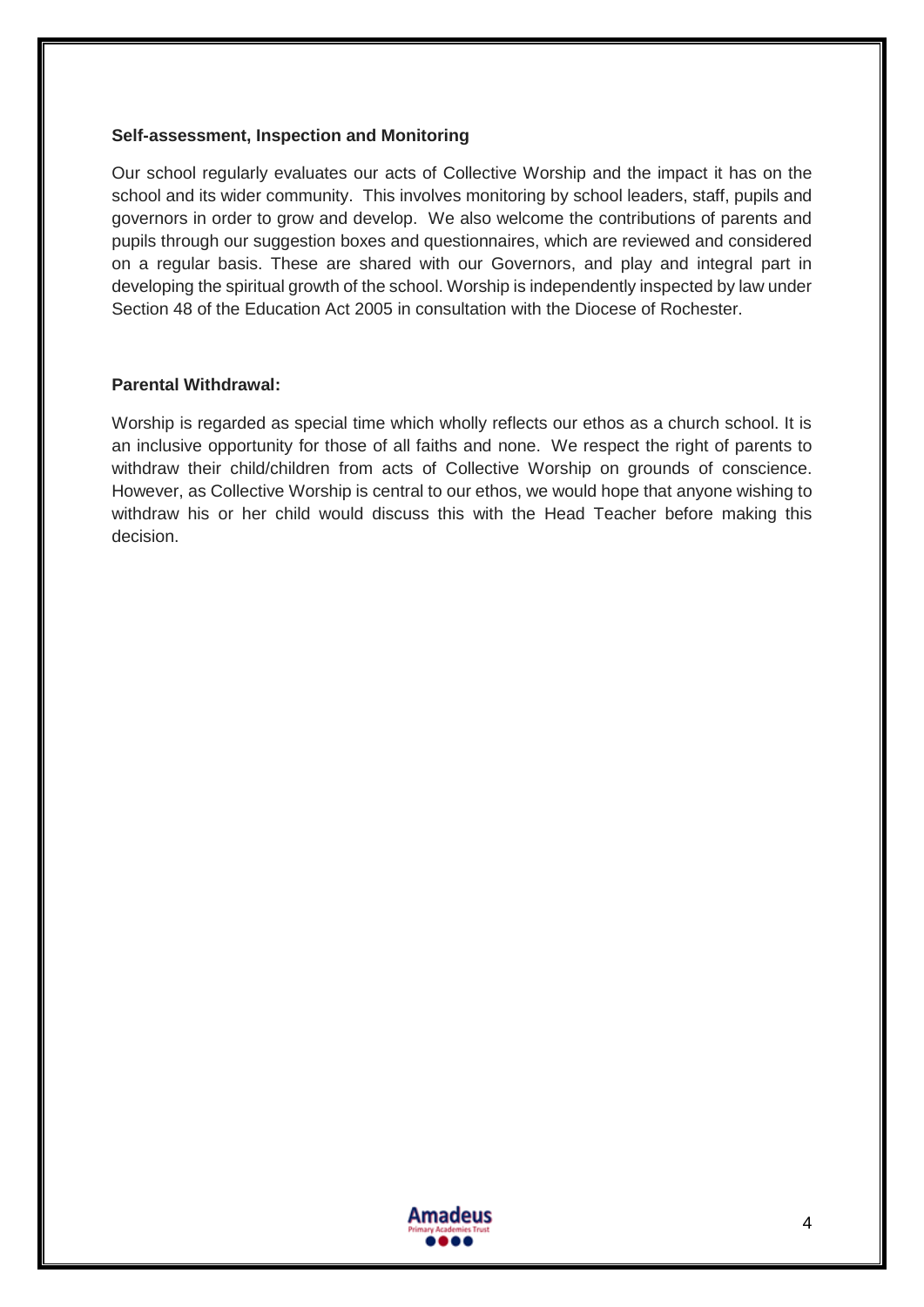**Self-assessment, Inspection and Monitoring**

Our school regularly evaluates our acts of Collective Worship and the impact it has on the school and its wider community. This involves monitoring by school leaders, staff, pupils and governors in order to grow and develop. We also welcome the contributions of parents and pupils through our suggestion boxes and questionnaires, which are reviewed and considered on a regular basis. These are shared with our Governors, and play and integral part in developing the spiritual growth of the school. Worship is independently inspected by law under Section 48 of the Education Act 2005 in consultation with the Diocese of Rochester.

**Parental Withdrawal:**

Worship is regarded as special time which wholly reflects our ethos as a church school. It is an inclusive opportunity for those of all faiths and none. We respect the right of parents to withdraw their child/children from acts of Collective Worship on grounds of conscience. However, as Collective Worship is central to our ethos, we would hope that anyone wishing to withdraw his or her child would discuss this with the Head Teacher before making this decision.